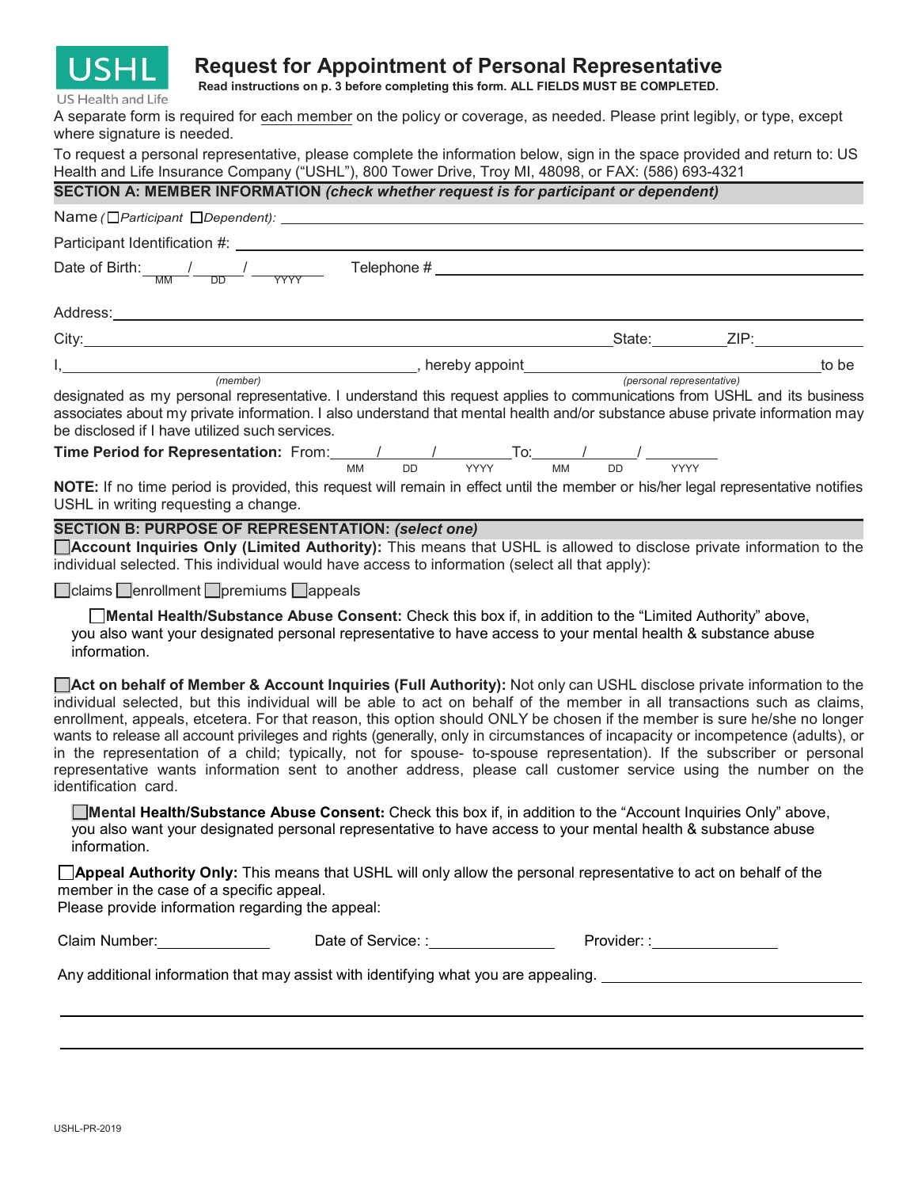USHL

US Health and Life

# Request for Appointment of Personal Representative

**Read instructions on p. 3 before completing this form. ALL FIELDS MUST BE COMPLETED.**

A separate form is required for each member on the policy or coverage, as needed. Please print legibly, or type, except where signature is needed.

To request a personal representative, please complete the information below, sign in the space provided and return to: US Health and Life Insurance Company ("USHL"), 800 Tower Drive, Troy MI, 48098, or FAX: (586) 693-4321

## SECTION A: MEMBER INFORMATION *(check whether request is for participant or dependent)*

Name *(☐ Participant ☐ Dependent):* ____________________

Participant Identification #: ____________________

Date of Birth: ____ / ____ / ______ (MM / DD / YYYY) Telephone # ____________________

Address: ____________________

City: ____________________ State: ________ ZIP: ________

I, ____________________ *(member)*, hereby appoint ____________________ *(personal representative)* to be designated as my personal representative. I understand this request applies to communications from USHL and its business associates about my private information. I also understand that mental health and/or substance abuse private information may be disclosed if I have utilized such services.

**Time Period for Representation:** From: ____ / ____ / ______ (MM DD YYYY) To: ____ / ____ / ______ (MM DD YYYY)

**NOTE:** If no time period is provided, this request will remain in effect until the member or his/her legal representative notifies USHL in writing requesting a change.

## SECTION B: PURPOSE OF REPRESENTATION: *(select one)*

☐ **Account Inquiries Only (Limited Authority):** This means that USHL is allowed to disclose private information to the individual selected. This individual would have access to information (select all that apply):

☐ claims ☐ enrollment ☐ premiums ☐ appeals

☐ **Mental Health/Substance Abuse Consent:** Check this box if, in addition to the "Limited Authority" above, you also want your designated personal representative to have access to your mental health & substance abuse information.

☐ **Act on behalf of Member & Account Inquiries (Full Authority):** Not only can USHL disclose private information to the individual selected, but this individual will be able to act on behalf of the member in all transactions such as claims, enrollment, appeals, etcetera. For that reason, this option should ONLY be chosen if the member is sure he/she no longer wants to release all account privileges and rights (generally, only in circumstances of incapacity or incompetence (adults), or in the representation of a child; typically, not for spouse- to-spouse representation). If the subscriber or personal representative wants information sent to another address, please call customer service using the number on the identification card.

☐ **Mental Health/Substance Abuse Consent:** Check this box if, in addition to the "Account Inquiries Only" above, you also want your designated personal representative to have access to your mental health & substance abuse information.

☐ **Appeal Authority Only:** This means that USHL will only allow the personal representative to act on behalf of the member in the case of a specific appeal.
Please provide information regarding the appeal:

Claim Number: __________ Date of Service: : __________ Provider: : __________

Any additional information that may assist with identifying what you are appealing. ____________________

____________________

____________________

USHL-PR-2019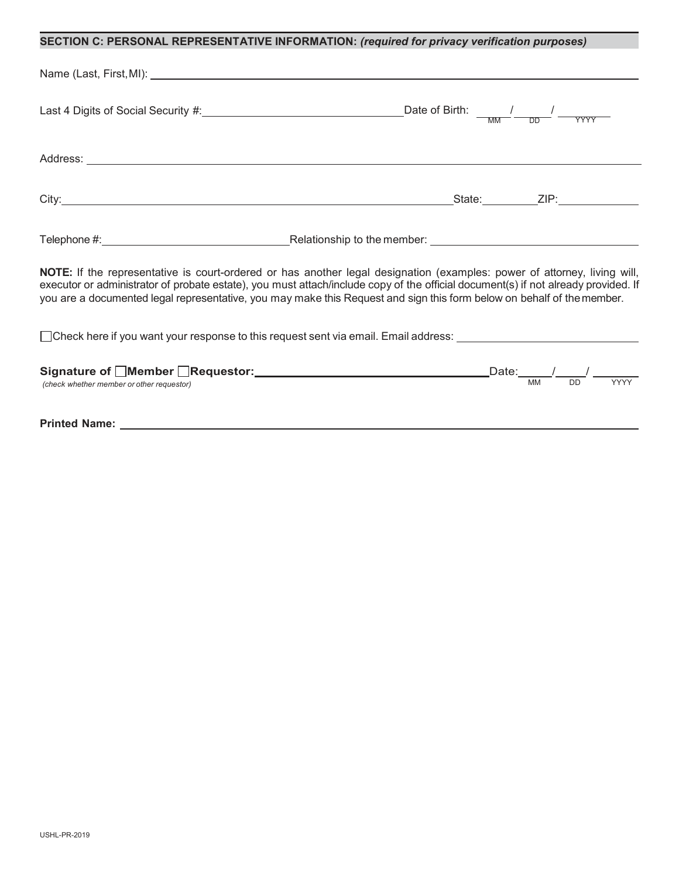## SECTION C: PERSONAL REPRESENTATIVE INFORMATION: *(required for privacy verification purposes)*

Name (Last, First, MI): ______________________________________________

Last 4 Digits of Social Security #: ______________________ Date of Birth: ____/____/______ (MM / DD / YYYY)

Address: ______________________________________________

City: ______________________ State: ________ ZIP: __________

Telephone #: ______________________ Relationship to the member: ______________________

**NOTE:** If the representative is court-ordered or has another legal designation (examples: power of attorney, living will, executor or administrator of probate estate), you must attach/include copy of the official document(s) if not already provided. If you are a documented legal representative, you may make this Request and sign this form below on behalf of the member.

☐ Check here if you want your response to this request sent via email. Email address: ______________________

**Signature of ☐ Member ☐ Requestor:** ______________________ Date: ____/____/______ (MM / DD / YYYY)

*(check whether member or other requestor)*

**Printed Name:** ______________________________________________

USHL-PR-2019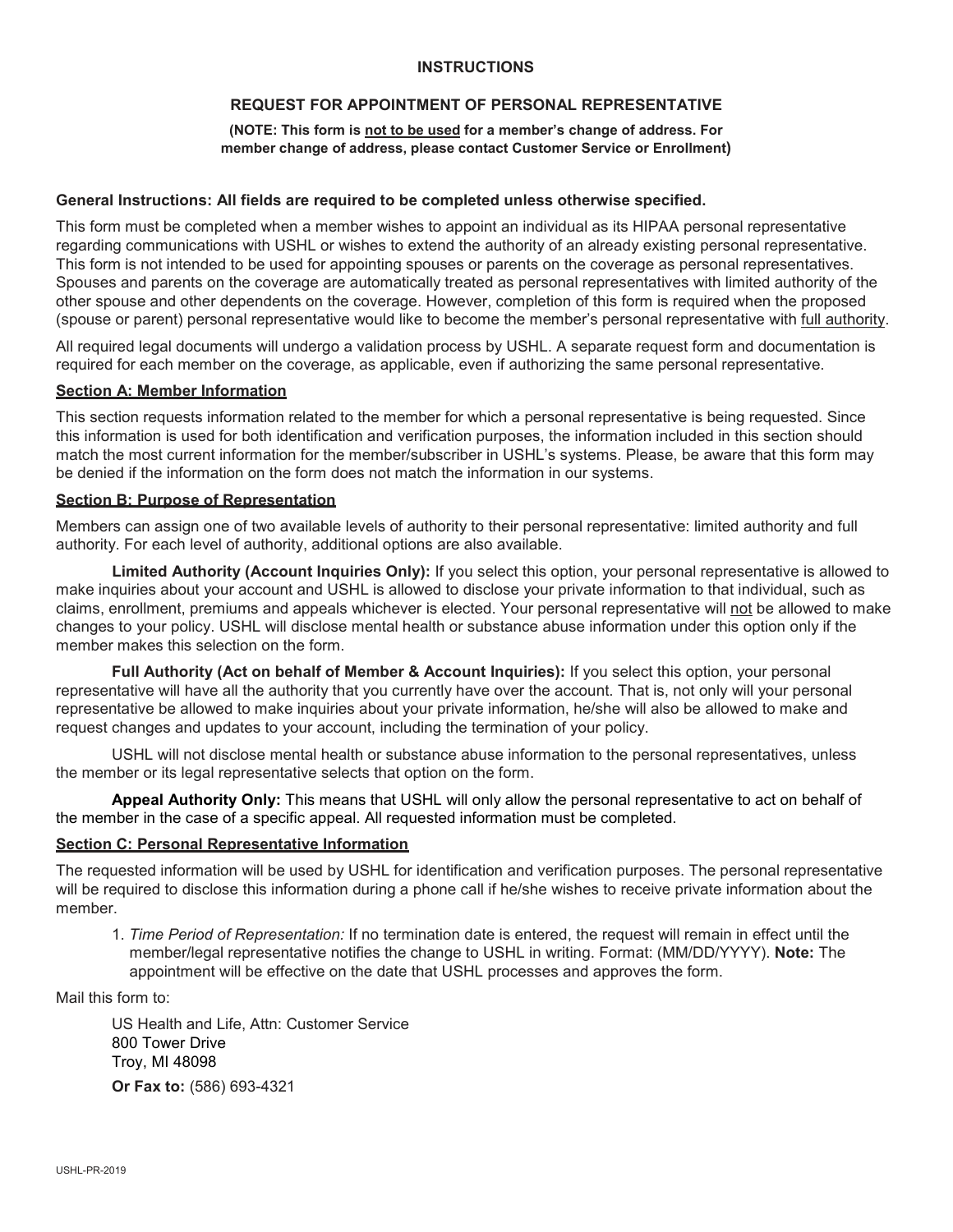**INSTRUCTIONS**

**REQUEST FOR APPOINTMENT OF PERSONAL REPRESENTATIVE**

**(NOTE: This form is <u>not to be used</u> for a member's change of address. For member change of address, please contact Customer Service or Enrollment)**

**General Instructions: All fields are required to be completed unless otherwise specified.**

This form must be completed when a member wishes to appoint an individual as its HIPAA personal representative regarding communications with USHL or wishes to extend the authority of an already existing personal representative. This form is not intended to be used for appointing spouses or parents on the coverage as personal representatives. Spouses and parents on the coverage are automatically treated as personal representatives with limited authority of the other spouse and other dependents on the coverage. However, completion of this form is required when the proposed (spouse or parent) personal representative would like to become the member's personal representative with <u>full authority</u>.

All required legal documents will undergo a validation process by USHL. A separate request form and documentation is required for each member on the coverage, as applicable, even if authorizing the same personal representative.

**<u>Section A: Member Information</u>**

This section requests information related to the member for which a personal representative is being requested. Since this information is used for both identification and verification purposes, the information included in this section should match the most current information for the member/subscriber in USHL's systems. Please, be aware that this form may be denied if the information on the form does not match the information in our systems.

**<u>Section B: Purpose of Representation</u>**

Members can assign one of two available levels of authority to their personal representative: limited authority and full authority. For each level of authority, additional options are also available.

**Limited Authority (Account Inquiries Only):** If you select this option, your personal representative is allowed to make inquiries about your account and USHL is allowed to disclose your private information to that individual, such as claims, enrollment, premiums and appeals whichever is elected. Your personal representative will <u>not</u> be allowed to make changes to your policy. USHL will disclose mental health or substance abuse information under this option only if the member makes this selection on the form.

**Full Authority (Act on behalf of Member & Account Inquiries):** If you select this option, your personal representative will have all the authority that you currently have over the account. That is, not only will your personal representative be allowed to make inquiries about your private information, he/she will also be allowed to make and request changes and updates to your account, including the termination of your policy.

USHL will not disclose mental health or substance abuse information to the personal representatives, unless the member or its legal representative selects that option on the form.

**Appeal Authority Only:** This means that USHL will only allow the personal representative to act on behalf of the member in the case of a specific appeal. All requested information must be completed.

**<u>Section C: Personal Representative Information</u>**

The requested information will be used by USHL for identification and verification purposes. The personal representative will be required to disclose this information during a phone call if he/she wishes to receive private information about the member.

1. *Time Period of Representation:* If no termination date is entered, the request will remain in effect until the member/legal representative notifies the change to USHL in writing. Format: (MM/DD/YYYY). **Note:** The appointment will be effective on the date that USHL processes and approves the form.

Mail this form to:

US Health and Life, Attn: Customer Service
800 Tower Drive
Troy, MI 48098

**Or Fax to:** (586) 693-4321

USHL-PR-2019